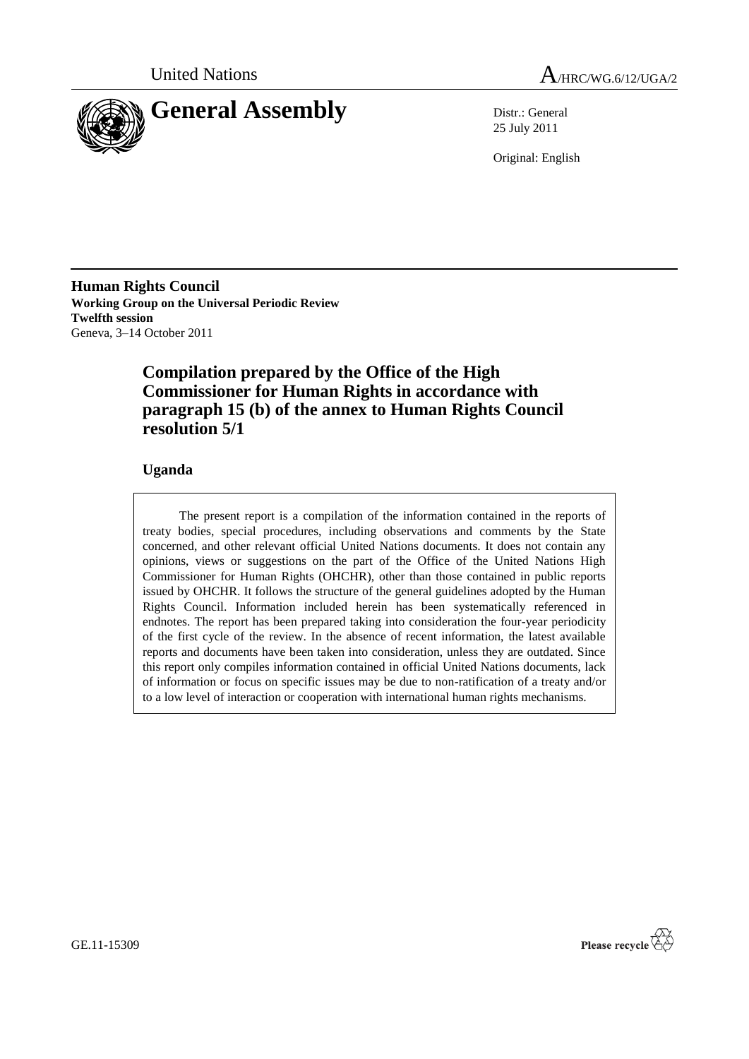United Nations

A/HRC/WG.6/12/UGA/2

# General Assembly

Distr.: General
25 July 2011

Original: English

**Human Rights Council**
**Working Group on the Universal Periodic Review**
**Twelfth session**
Geneva, 3–14 October 2011

## Compilation prepared by the Office of the High Commissioner for Human Rights in accordance with paragraph 15 (b) of the annex to Human Rights Council resolution 5/1

### Uganda

The present report is a compilation of the information contained in the reports of treaty bodies, special procedures, including observations and comments by the State concerned, and other relevant official United Nations documents. It does not contain any opinions, views or suggestions on the part of the Office of the United Nations High Commissioner for Human Rights (OHCHR), other than those contained in public reports issued by OHCHR. It follows the structure of the general guidelines adopted by the Human Rights Council. Information included herein has been systematically referenced in endnotes. The report has been prepared taking into consideration the four-year periodicity of the first cycle of the review. In the absence of recent information, the latest available reports and documents have been taken into consideration, unless they are outdated. Since this report only compiles information contained in official United Nations documents, lack of information or focus on specific issues may be due to non-ratification of a treaty and/or to a low level of interaction or cooperation with international human rights mechanisms.

GE.11-15309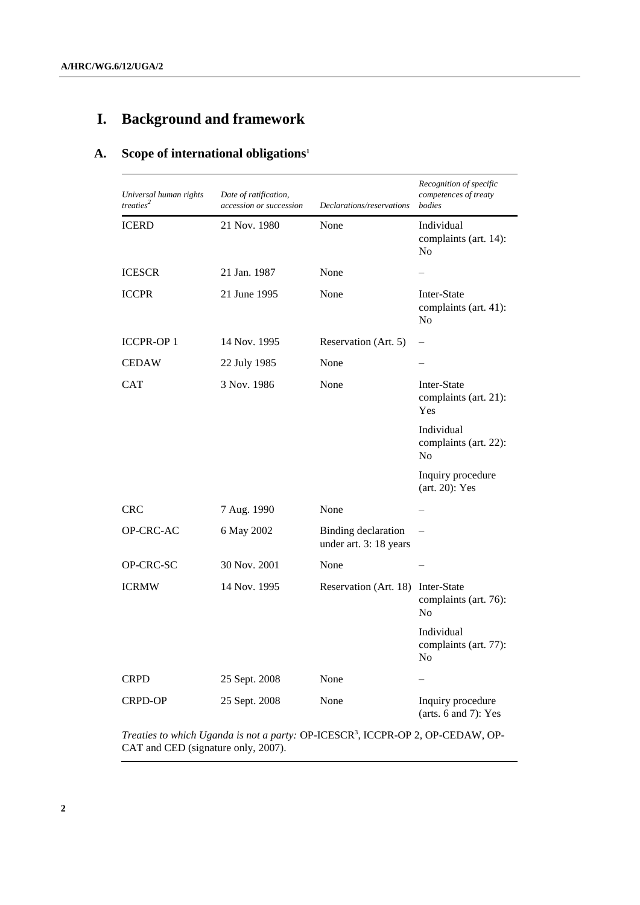# I. Background and framework

## A. Scope of international obligations[1]

| *Universal human rights treaties*[2] | *Date of ratification, accession or succession* | *Declarations/reservations* | *Recognition of specific competences of treaty bodies* |
|---|---|---|---|
| ICERD | 21 Nov. 1980 | None | Individual complaints (art. 14): No |
| ICESCR | 21 Jan. 1987 | None | – |
| ICCPR | 21 June 1995 | None | Inter-State complaints (art. 41): No |
| ICCPR-OP 1 | 14 Nov. 1995 | Reservation (Art. 5) | – |
| CEDAW | 22 July 1985 | None | – |
| CAT | 3 Nov. 1986 | None | Inter-State complaints (art. 21): Yes |
| | | | Individual complaints (art. 22): No |
| | | | Inquiry procedure (art. 20): Yes |
| CRC | 7 Aug. 1990 | None | – |
| OP-CRC-AC | 6 May 2002 | Binding declaration under art. 3: 18 years | – |
| OP-CRC-SC | 30 Nov. 2001 | None | – |
| ICRMW | 14 Nov. 1995 | Reservation (Art. 18) | Inter-State complaints (art. 76): No |
| | | | Individual complaints (art. 77): No |
| CRPD | 25 Sept. 2008 | None | – |
| CRPD-OP | 25 Sept. 2008 | None | Inquiry procedure (arts. 6 and 7): Yes |

*Treaties to which Uganda is not a party:* OP-ICESCR[3], ICCPR-OP 2, OP-CEDAW, OP-CAT and CED (signature only, 2007).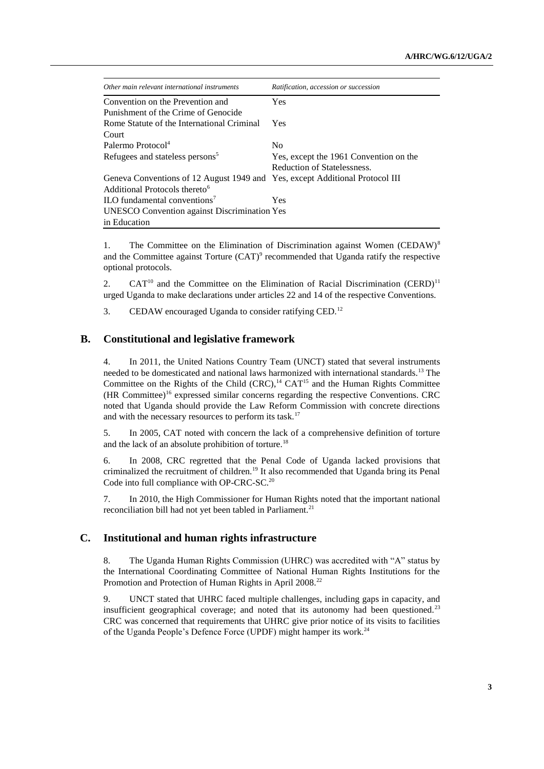| *Other main relevant international instruments* | *Ratification, accession or succession* |
|---|---|
| Convention on the Prevention and Punishment of the Crime of Genocide | Yes |
| Rome Statute of the International Criminal Court | Yes |
| Palermo Protocol[4] | No |
| Refugees and stateless persons[5] | Yes, except the 1961 Convention on the Reduction of Statelessness. |
| Geneva Conventions of 12 August 1949 and Additional Protocols thereto[6] | Yes, except Additional Protocol III |
| ILO fundamental conventions[7] | Yes |
| UNESCO Convention against Discrimination in Education | Yes |

1. The Committee on the Elimination of Discrimination against Women (CEDAW)[8] and the Committee against Torture (CAT)[9] recommended that Uganda ratify the respective optional protocols.

2. CAT[10] and the Committee on the Elimination of Racial Discrimination (CERD)[11] urged Uganda to make declarations under articles 22 and 14 of the respective Conventions.

3. CEDAW encouraged Uganda to consider ratifying CED.[12]

## B. Constitutional and legislative framework

4. In 2011, the United Nations Country Team (UNCT) stated that several instruments needed to be domesticated and national laws harmonized with international standards.[13] The Committee on the Rights of the Child (CRC),[14] CAT[15] and the Human Rights Committee (HR Committee)[16] expressed similar concerns regarding the respective Conventions. CRC noted that Uganda should provide the Law Reform Commission with concrete directions and with the necessary resources to perform its task.[17]

5. In 2005, CAT noted with concern the lack of a comprehensive definition of torture and the lack of an absolute prohibition of torture.[18]

6. In 2008, CRC regretted that the Penal Code of Uganda lacked provisions that criminalized the recruitment of children.[19] It also recommended that Uganda bring its Penal Code into full compliance with OP-CRC-SC.[20]

7. In 2010, the High Commissioner for Human Rights noted that the important national reconciliation bill had not yet been tabled in Parliament.[21]

## C. Institutional and human rights infrastructure

8. The Uganda Human Rights Commission (UHRC) was accredited with "A" status by the International Coordinating Committee of National Human Rights Institutions for the Promotion and Protection of Human Rights in April 2008.[22]

9. UNCT stated that UHRC faced multiple challenges, including gaps in capacity, and insufficient geographical coverage; and noted that its autonomy had been questioned.[23] CRC was concerned that requirements that UHRC give prior notice of its visits to facilities of the Uganda People's Defence Force (UPDF) might hamper its work.[24]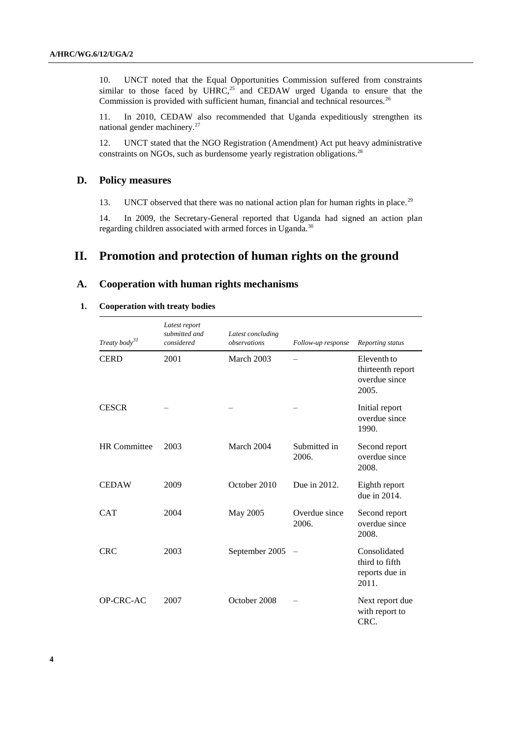10. UNCT noted that the Equal Opportunities Commission suffered from constraints similar to those faced by UHRC,[25] and CEDAW urged Uganda to ensure that the Commission is provided with sufficient human, financial and technical resources.[26]

11. In 2010, CEDAW also recommended that Uganda expeditiously strengthen its national gender machinery.[27]

12. UNCT stated that the NGO Registration (Amendment) Act put heavy administrative constraints on NGOs, such as burdensome yearly registration obligations.[28]

## D. Policy measures

13. UNCT observed that there was no national action plan for human rights in place.[29]

14. In 2009, the Secretary-General reported that Uganda had signed an action plan regarding children associated with armed forces in Uganda.[30]

# II. Promotion and protection of human rights on the ground

## A. Cooperation with human rights mechanisms

### 1. Cooperation with treaty bodies

| *Treaty body*[31] | *Latest report submitted and considered* | *Latest concluding observations* | *Follow-up response* | *Reporting status* |
|---|---|---|---|---|
| CERD | 2001 | March 2003 | – | Eleventh to thirteenth report overdue since 2005. |
| CESCR | – | – | – | Initial report overdue since 1990. |
| HR Committee | 2003 | March 2004 | Submitted in 2006. | Second report overdue since 2008. |
| CEDAW | 2009 | October 2010 | Due in 2012. | Eighth report due in 2014. |
| CAT | 2004 | May 2005 | Overdue since 2006. | Second report overdue since 2008. |
| CRC | 2003 | September 2005 | – | Consolidated third to fifth reports due in 2011. |
| OP-CRC-AC | 2007 | October 2008 | – | Next report due with report to CRC. |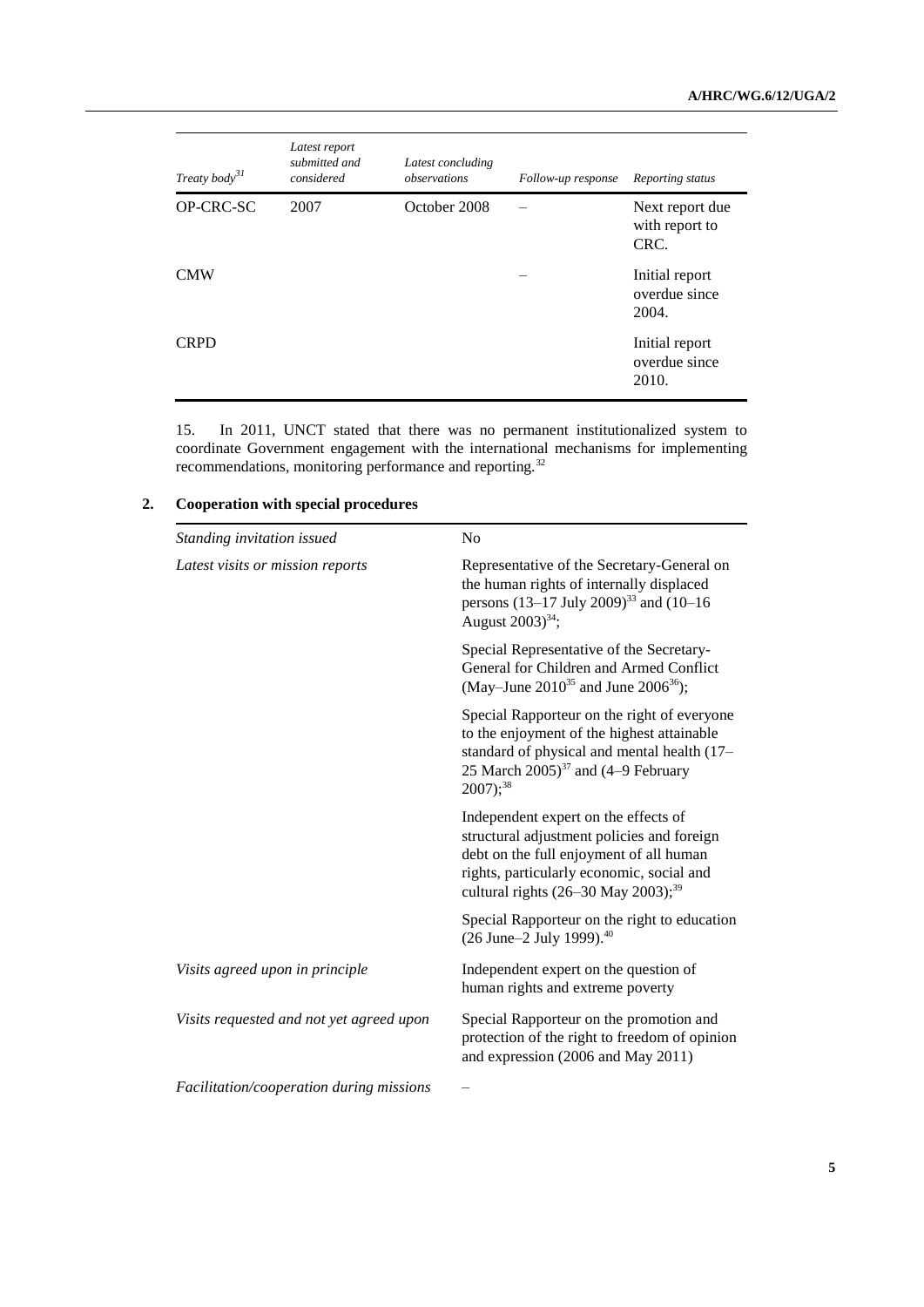| *Treaty body*[31] | *Latest report submitted and considered* | *Latest concluding observations* | *Follow-up response* | *Reporting status* |
|---|---|---|---|---|
| OP-CRC-SC | 2007 | October 2008 | – | Next report due with report to CRC. |
| CMW | | | – | Initial report overdue since 2004. |
| CRPD | | | | Initial report overdue since 2010. |

15. In 2011, UNCT stated that there was no permanent institutionalized system to coordinate Government engagement with the international mechanisms for implementing recommendations, monitoring performance and reporting.[32]

## 2. Cooperation with special procedures

| | |
|---|---|
| *Standing invitation issued* | No |
| *Latest visits or mission reports* | Representative of the Secretary-General on the human rights of internally displaced persons (13–17 July 2009)[33] and (10–16 August 2003)[34]; |
| | Special Representative of the Secretary-General for Children and Armed Conflict (May–June 2010[35] and June 2006[36]); |
| | Special Rapporteur on the right of everyone to the enjoyment of the highest attainable standard of physical and mental health (17–25 March 2005)[37] and (4–9 February 2007);[38] |
| | Independent expert on the effects of structural adjustment policies and foreign debt on the full enjoyment of all human rights, particularly economic, social and cultural rights (26–30 May 2003);[39] |
| | Special Rapporteur on the right to education (26 June–2 July 1999).[40] |
| *Visits agreed upon in principle* | Independent expert on the question of human rights and extreme poverty |
| *Visits requested and not yet agreed upon* | Special Rapporteur on the promotion and protection of the right to freedom of opinion and expression (2006 and May 2011) |
| *Facilitation/cooperation during missions* | – |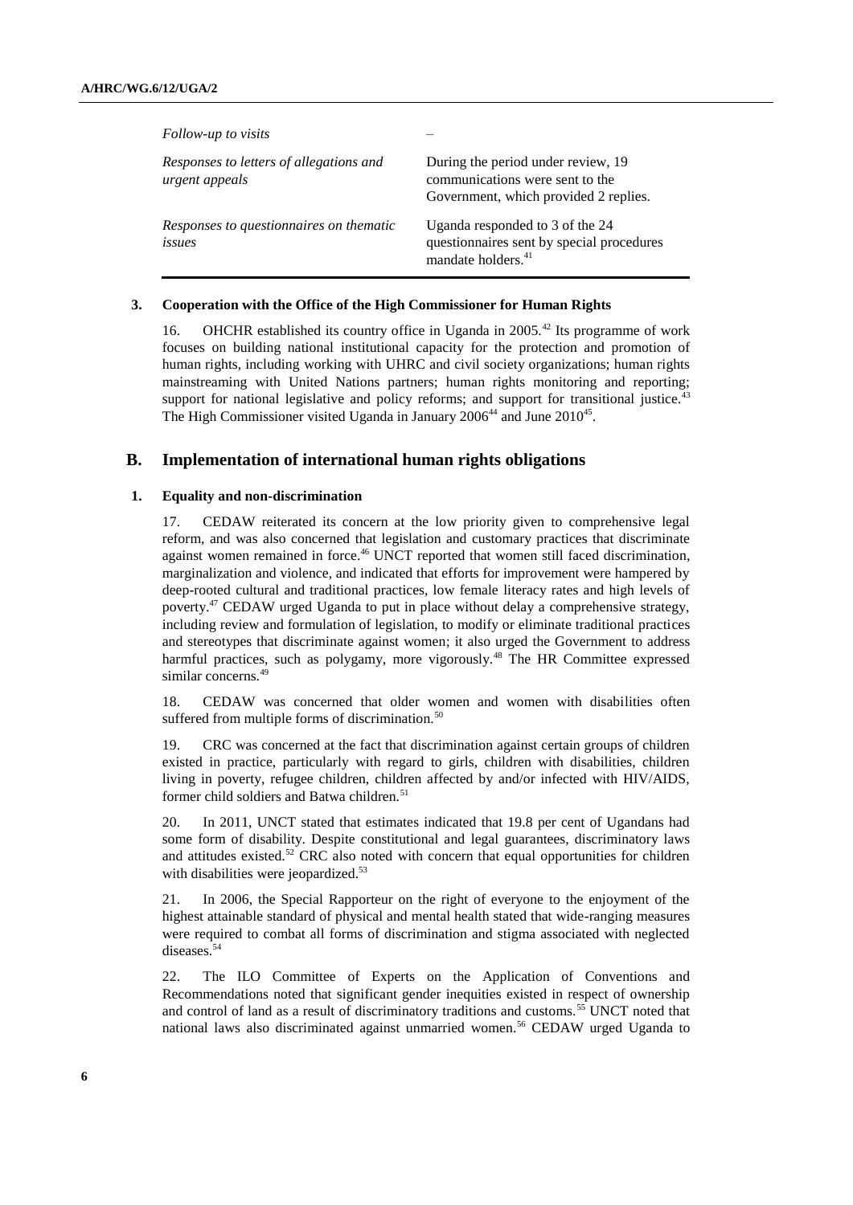| | |
|---|---|
| *Follow-up to visits* | – |
| *Responses to letters of allegations and urgent appeals* | During the period under review, 19 communications were sent to the Government, which provided 2 replies. |
| *Responses to questionnaires on thematic issues* | Uganda responded to 3 of the 24 questionnaires sent by special procedures mandate holders.[41] |

### 3. Cooperation with the Office of the High Commissioner for Human Rights

16. OHCHR established its country office in Uganda in 2005.[42] Its programme of work focuses on building national institutional capacity for the protection and promotion of human rights, including working with UHRC and civil society organizations; human rights mainstreaming with United Nations partners; human rights monitoring and reporting; support for national legislative and policy reforms; and support for transitional justice.[43] The High Commissioner visited Uganda in January 2006[44] and June 2010[45].

## B. Implementation of international human rights obligations

### 1. Equality and non-discrimination

17. CEDAW reiterated its concern at the low priority given to comprehensive legal reform, and was also concerned that legislation and customary practices that discriminate against women remained in force.[46] UNCT reported that women still faced discrimination, marginalization and violence, and indicated that efforts for improvement were hampered by deep-rooted cultural and traditional practices, low female literacy rates and high levels of poverty.[47] CEDAW urged Uganda to put in place without delay a comprehensive strategy, including review and formulation of legislation, to modify or eliminate traditional practices and stereotypes that discriminate against women; it also urged the Government to address harmful practices, such as polygamy, more vigorously.[48] The HR Committee expressed similar concerns.[49]

18. CEDAW was concerned that older women and women with disabilities often suffered from multiple forms of discrimination.[50]

19. CRC was concerned at the fact that discrimination against certain groups of children existed in practice, particularly with regard to girls, children with disabilities, children living in poverty, refugee children, children affected by and/or infected with HIV/AIDS, former child soldiers and Batwa children.[51]

20. In 2011, UNCT stated that estimates indicated that 19.8 per cent of Ugandans had some form of disability. Despite constitutional and legal guarantees, discriminatory laws and attitudes existed.[52] CRC also noted with concern that equal opportunities for children with disabilities were jeopardized.[53]

21. In 2006, the Special Rapporteur on the right of everyone to the enjoyment of the highest attainable standard of physical and mental health stated that wide-ranging measures were required to combat all forms of discrimination and stigma associated with neglected diseases.[54]

22. The ILO Committee of Experts on the Application of Conventions and Recommendations noted that significant gender inequities existed in respect of ownership and control of land as a result of discriminatory traditions and customs.[55] UNCT noted that national laws also discriminated against unmarried women.[56] CEDAW urged Uganda to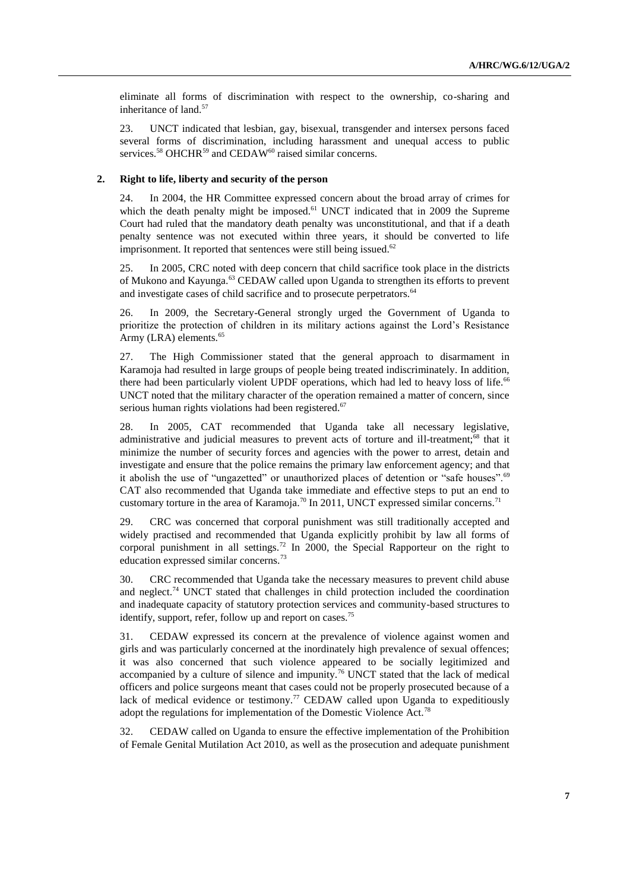eliminate all forms of discrimination with respect to the ownership, co-sharing and inheritance of land.[57]

23. UNCT indicated that lesbian, gay, bisexual, transgender and intersex persons faced several forms of discrimination, including harassment and unequal access to public services.[58] OHCHR[59] and CEDAW[60] raised similar concerns.

### 2. Right to life, liberty and security of the person

24. In 2004, the HR Committee expressed concern about the broad array of crimes for which the death penalty might be imposed.[61] UNCT indicated that in 2009 the Supreme Court had ruled that the mandatory death penalty was unconstitutional, and that if a death penalty sentence was not executed within three years, it should be converted to life imprisonment. It reported that sentences were still being issued.[62]

25. In 2005, CRC noted with deep concern that child sacrifice took place in the districts of Mukono and Kayunga.[63] CEDAW called upon Uganda to strengthen its efforts to prevent and investigate cases of child sacrifice and to prosecute perpetrators.[64]

26. In 2009, the Secretary-General strongly urged the Government of Uganda to prioritize the protection of children in its military actions against the Lord's Resistance Army (LRA) elements.[65]

27. The High Commissioner stated that the general approach to disarmament in Karamoja had resulted in large groups of people being treated indiscriminately. In addition, there had been particularly violent UPDF operations, which had led to heavy loss of life.[66] UNCT noted that the military character of the operation remained a matter of concern, since serious human rights violations had been registered.[67]

28. In 2005, CAT recommended that Uganda take all necessary legislative, administrative and judicial measures to prevent acts of torture and ill-treatment;[68] that it minimize the number of security forces and agencies with the power to arrest, detain and investigate and ensure that the police remains the primary law enforcement agency; and that it abolish the use of "ungazetted" or unauthorized places of detention or "safe houses".[69] CAT also recommended that Uganda take immediate and effective steps to put an end to customary torture in the area of Karamoja.[70] In 2011, UNCT expressed similar concerns.[71]

29. CRC was concerned that corporal punishment was still traditionally accepted and widely practised and recommended that Uganda explicitly prohibit by law all forms of corporal punishment in all settings.[72] In 2000, the Special Rapporteur on the right to education expressed similar concerns.[73]

30. CRC recommended that Uganda take the necessary measures to prevent child abuse and neglect.[74] UNCT stated that challenges in child protection included the coordination and inadequate capacity of statutory protection services and community-based structures to identify, support, refer, follow up and report on cases.[75]

31. CEDAW expressed its concern at the prevalence of violence against women and girls and was particularly concerned at the inordinately high prevalence of sexual offences; it was also concerned that such violence appeared to be socially legitimized and accompanied by a culture of silence and impunity.[76] UNCT stated that the lack of medical officers and police surgeons meant that cases could not be properly prosecuted because of a lack of medical evidence or testimony.[77] CEDAW called upon Uganda to expeditiously adopt the regulations for implementation of the Domestic Violence Act.[78]

32. CEDAW called on Uganda to ensure the effective implementation of the Prohibition of Female Genital Mutilation Act 2010, as well as the prosecution and adequate punishment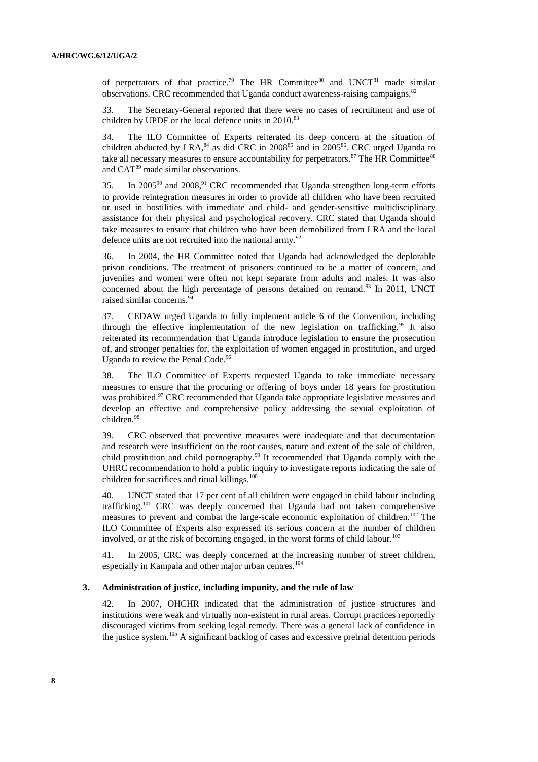of perpetrators of that practice.[79] The HR Committee[80] and UNCT[81] made similar observations. CRC recommended that Uganda conduct awareness-raising campaigns.[82]

33. The Secretary-General reported that there were no cases of recruitment and use of children by UPDF or the local defence units in 2010.[83]

34. The ILO Committee of Experts reiterated its deep concern at the situation of children abducted by LRA,[84] as did CRC in 2008[85] and in 2005[86]. CRC urged Uganda to take all necessary measures to ensure accountability for perpetrators.[87] The HR Committee[88] and CAT[89] made similar observations.

35. In 2005[90] and 2008,[91] CRC recommended that Uganda strengthen long-term efforts to provide reintegration measures in order to provide all children who have been recruited or used in hostilities with immediate and child- and gender-sensitive multidisciplinary assistance for their physical and psychological recovery. CRC stated that Uganda should take measures to ensure that children who have been demobilized from LRA and the local defence units are not recruited into the national army.[92]

36. In 2004, the HR Committee noted that Uganda had acknowledged the deplorable prison conditions. The treatment of prisoners continued to be a matter of concern, and juveniles and women were often not kept separate from adults and males. It was also concerned about the high percentage of persons detained on remand.[93] In 2011, UNCT raised similar concerns.[94]

37. CEDAW urged Uganda to fully implement article 6 of the Convention, including through the effective implementation of the new legislation on trafficking.[95] It also reiterated its recommendation that Uganda introduce legislation to ensure the prosecution of, and stronger penalties for, the exploitation of women engaged in prostitution, and urged Uganda to review the Penal Code.[96]

38. The ILO Committee of Experts requested Uganda to take immediate necessary measures to ensure that the procuring or offering of boys under 18 years for prostitution was prohibited.[97] CRC recommended that Uganda take appropriate legislative measures and develop an effective and comprehensive policy addressing the sexual exploitation of children.[98]

39. CRC observed that preventive measures were inadequate and that documentation and research were insufficient on the root causes, nature and extent of the sale of children, child prostitution and child pornography.[99] It recommended that Uganda comply with the UHRC recommendation to hold a public inquiry to investigate reports indicating the sale of children for sacrifices and ritual killings.[100]

40. UNCT stated that 17 per cent of all children were engaged in child labour including trafficking.[101] CRC was deeply concerned that Uganda had not taken comprehensive measures to prevent and combat the large-scale economic exploitation of children.[102] The ILO Committee of Experts also expressed its serious concern at the number of children involved, or at the risk of becoming engaged, in the worst forms of child labour.[103]

41. In 2005, CRC was deeply concerned at the increasing number of street children, especially in Kampala and other major urban centres.[104]

### 3. Administration of justice, including impunity, and the rule of law

42. In 2007, OHCHR indicated that the administration of justice structures and institutions were weak and virtually non-existent in rural areas. Corrupt practices reportedly discouraged victims from seeking legal remedy. There was a general lack of confidence in the justice system.[105] A significant backlog of cases and excessive pretrial detention periods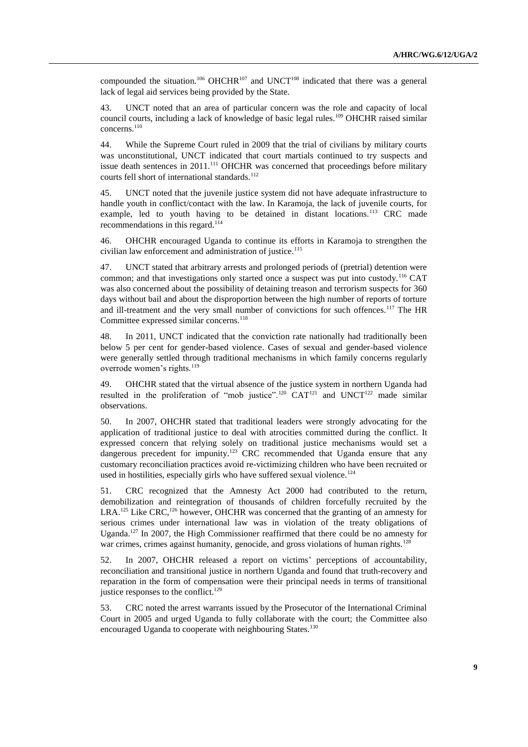compounded the situation.[106] OHCHR[107] and UNCT[108] indicated that there was a general lack of legal aid services being provided by the State.

43. UNCT noted that an area of particular concern was the role and capacity of local council courts, including a lack of knowledge of basic legal rules.[109] OHCHR raised similar concerns.[110]

44. While the Supreme Court ruled in 2009 that the trial of civilians by military courts was unconstitutional, UNCT indicated that court martials continued to try suspects and issue death sentences in 2011.[111] OHCHR was concerned that proceedings before military courts fell short of international standards.[112]

45. UNCT noted that the juvenile justice system did not have adequate infrastructure to handle youth in conflict/contact with the law. In Karamoja, the lack of juvenile courts, for example, led to youth having to be detained in distant locations.[113] CRC made recommendations in this regard.[114]

46. OHCHR encouraged Uganda to continue its efforts in Karamoja to strengthen the civilian law enforcement and administration of justice.[115]

47. UNCT stated that arbitrary arrests and prolonged periods of (pretrial) detention were common; and that investigations only started once a suspect was put into custody.[116] CAT was also concerned about the possibility of detaining treason and terrorism suspects for 360 days without bail and about the disproportion between the high number of reports of torture and ill-treatment and the very small number of convictions for such offences.[117] The HR Committee expressed similar concerns.[118]

48. In 2011, UNCT indicated that the conviction rate nationally had traditionally been below 5 per cent for gender-based violence. Cases of sexual and gender-based violence were generally settled through traditional mechanisms in which family concerns regularly overrode women's rights.[119]

49. OHCHR stated that the virtual absence of the justice system in northern Uganda had resulted in the proliferation of "mob justice".[120] CAT[121] and UNCT[122] made similar observations.

50. In 2007, OHCHR stated that traditional leaders were strongly advocating for the application of traditional justice to deal with atrocities committed during the conflict. It expressed concern that relying solely on traditional justice mechanisms would set a dangerous precedent for impunity.[123] CRC recommended that Uganda ensure that any customary reconciliation practices avoid re-victimizing children who have been recruited or used in hostilities, especially girls who have suffered sexual violence.[124]

51. CRC recognized that the Amnesty Act 2000 had contributed to the return, demobilization and reintegration of thousands of children forcefully recruited by the LRA.[125] Like CRC,[126] however, OHCHR was concerned that the granting of an amnesty for serious crimes under international law was in violation of the treaty obligations of Uganda.[127] In 2007, the High Commissioner reaffirmed that there could be no amnesty for war crimes, crimes against humanity, genocide, and gross violations of human rights.[128]

52. In 2007, OHCHR released a report on victims' perceptions of accountability, reconciliation and transitional justice in northern Uganda and found that truth-recovery and reparation in the form of compensation were their principal needs in terms of transitional justice responses to the conflict.[129]

53. CRC noted the arrest warrants issued by the Prosecutor of the International Criminal Court in 2005 and urged Uganda to fully collaborate with the court; the Committee also encouraged Uganda to cooperate with neighbouring States.[130]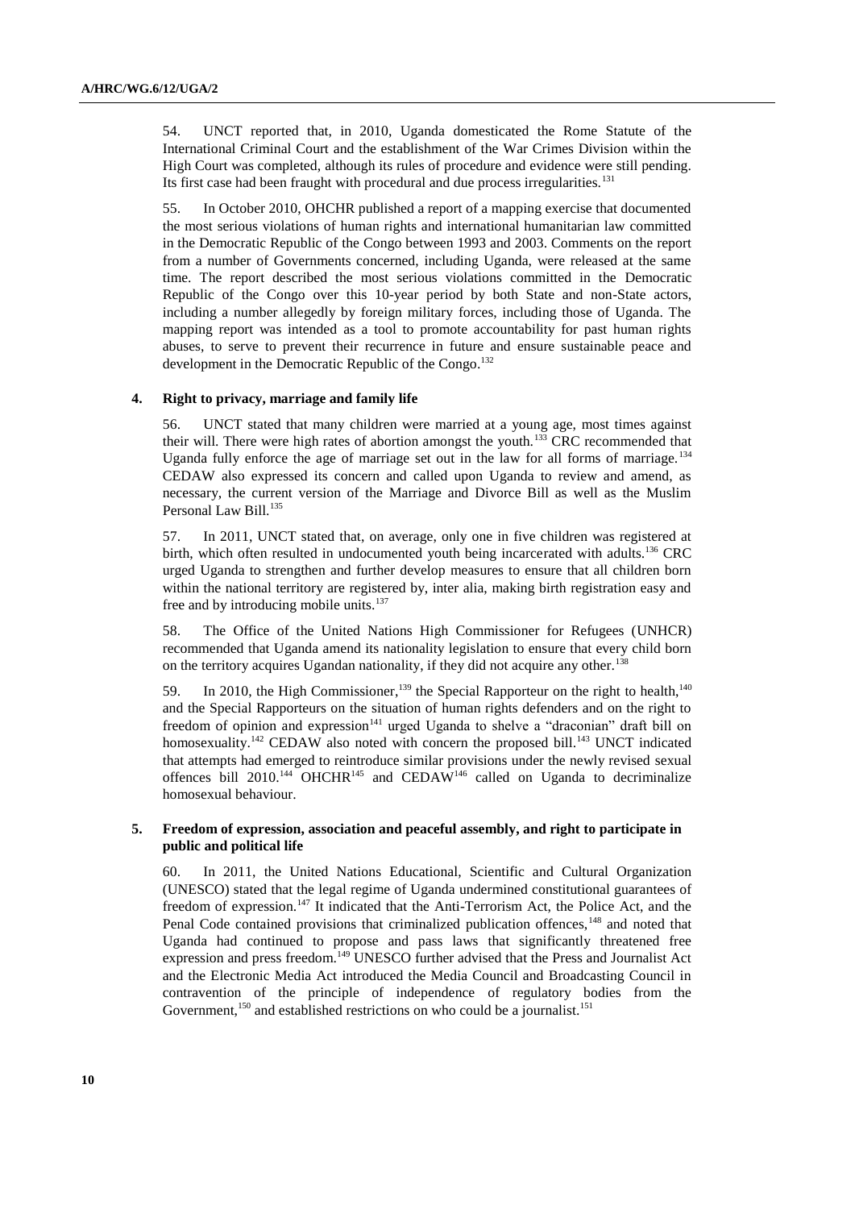54. UNCT reported that, in 2010, Uganda domesticated the Rome Statute of the International Criminal Court and the establishment of the War Crimes Division within the High Court was completed, although its rules of procedure and evidence were still pending. Its first case had been fraught with procedural and due process irregularities.[131]

55. In October 2010, OHCHR published a report of a mapping exercise that documented the most serious violations of human rights and international humanitarian law committed in the Democratic Republic of the Congo between 1993 and 2003. Comments on the report from a number of Governments concerned, including Uganda, were released at the same time. The report described the most serious violations committed in the Democratic Republic of the Congo over this 10-year period by both State and non-State actors, including a number allegedly by foreign military forces, including those of Uganda. The mapping report was intended as a tool to promote accountability for past human rights abuses, to serve to prevent their recurrence in future and ensure sustainable peace and development in the Democratic Republic of the Congo.[132]

### 4. Right to privacy, marriage and family life

56. UNCT stated that many children were married at a young age, most times against their will. There were high rates of abortion amongst the youth.[133] CRC recommended that Uganda fully enforce the age of marriage set out in the law for all forms of marriage.[134] CEDAW also expressed its concern and called upon Uganda to review and amend, as necessary, the current version of the Marriage and Divorce Bill as well as the Muslim Personal Law Bill.[135]

57. In 2011, UNCT stated that, on average, only one in five children was registered at birth, which often resulted in undocumented youth being incarcerated with adults.[136] CRC urged Uganda to strengthen and further develop measures to ensure that all children born within the national territory are registered by, inter alia, making birth registration easy and free and by introducing mobile units.[137]

58. The Office of the United Nations High Commissioner for Refugees (UNHCR) recommended that Uganda amend its nationality legislation to ensure that every child born on the territory acquires Ugandan nationality, if they did not acquire any other.[138]

59. In 2010, the High Commissioner,[139] the Special Rapporteur on the right to health,[140] and the Special Rapporteurs on the situation of human rights defenders and on the right to freedom of opinion and expression[141] urged Uganda to shelve a "draconian" draft bill on homosexuality.[142] CEDAW also noted with concern the proposed bill.[143] UNCT indicated that attempts had emerged to reintroduce similar provisions under the newly revised sexual offences bill 2010.[144] OHCHR[145] and CEDAW[146] called on Uganda to decriminalize homosexual behaviour.

### 5. Freedom of expression, association and peaceful assembly, and right to participate in public and political life

60. In 2011, the United Nations Educational, Scientific and Cultural Organization (UNESCO) stated that the legal regime of Uganda undermined constitutional guarantees of freedom of expression.[147] It indicated that the Anti-Terrorism Act, the Police Act, and the Penal Code contained provisions that criminalized publication offences,[148] and noted that Uganda had continued to propose and pass laws that significantly threatened free expression and press freedom.[149] UNESCO further advised that the Press and Journalist Act and the Electronic Media Act introduced the Media Council and Broadcasting Council in contravention of the principle of independence of regulatory bodies from the Government,[150] and established restrictions on who could be a journalist.[151]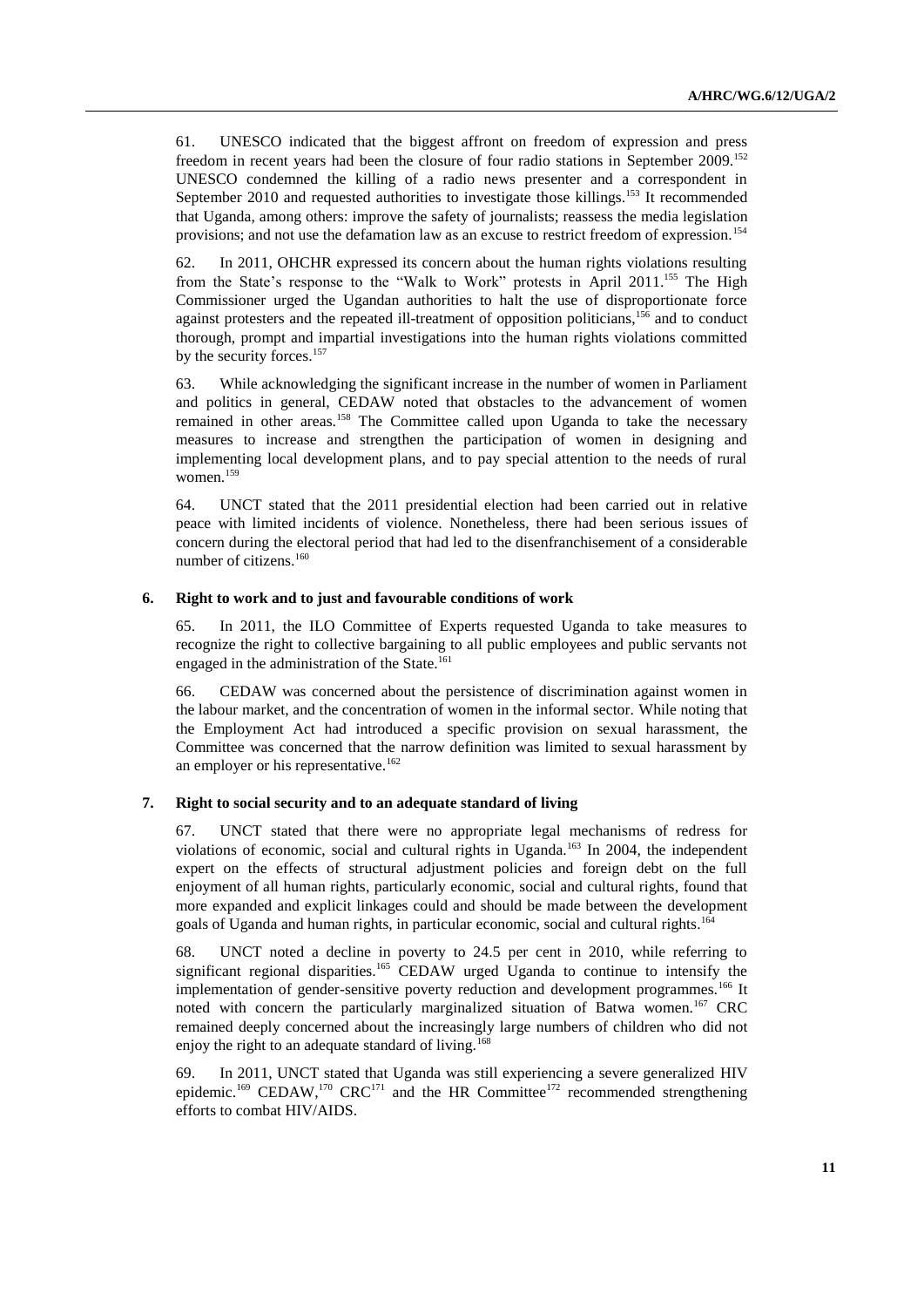61. UNESCO indicated that the biggest affront on freedom of expression and press freedom in recent years had been the closure of four radio stations in September 2009.[152] UNESCO condemned the killing of a radio news presenter and a correspondent in September 2010 and requested authorities to investigate those killings.[153] It recommended that Uganda, among others: improve the safety of journalists; reassess the media legislation provisions; and not use the defamation law as an excuse to restrict freedom of expression.[154]

62. In 2011, OHCHR expressed its concern about the human rights violations resulting from the State's response to the "Walk to Work" protests in April 2011.[155] The High Commissioner urged the Ugandan authorities to halt the use of disproportionate force against protesters and the repeated ill-treatment of opposition politicians,[156] and to conduct thorough, prompt and impartial investigations into the human rights violations committed by the security forces.[157]

63. While acknowledging the significant increase in the number of women in Parliament and politics in general, CEDAW noted that obstacles to the advancement of women remained in other areas.[158] The Committee called upon Uganda to take the necessary measures to increase and strengthen the participation of women in designing and implementing local development plans, and to pay special attention to the needs of rural women.[159]

64. UNCT stated that the 2011 presidential election had been carried out in relative peace with limited incidents of violence. Nonetheless, there had been serious issues of concern during the electoral period that had led to the disenfranchisement of a considerable number of citizens.[160]

### 6. Right to work and to just and favourable conditions of work

65. In 2011, the ILO Committee of Experts requested Uganda to take measures to recognize the right to collective bargaining to all public employees and public servants not engaged in the administration of the State.[161]

66. CEDAW was concerned about the persistence of discrimination against women in the labour market, and the concentration of women in the informal sector. While noting that the Employment Act had introduced a specific provision on sexual harassment, the Committee was concerned that the narrow definition was limited to sexual harassment by an employer or his representative.[162]

### 7. Right to social security and to an adequate standard of living

67. UNCT stated that there were no appropriate legal mechanisms of redress for violations of economic, social and cultural rights in Uganda.[163] In 2004, the independent expert on the effects of structural adjustment policies and foreign debt on the full enjoyment of all human rights, particularly economic, social and cultural rights, found that more expanded and explicit linkages could and should be made between the development goals of Uganda and human rights, in particular economic, social and cultural rights.[164]

68. UNCT noted a decline in poverty to 24.5 per cent in 2010, while referring to significant regional disparities.[165] CEDAW urged Uganda to continue to intensify the implementation of gender-sensitive poverty reduction and development programmes.[166] It noted with concern the particularly marginalized situation of Batwa women.[167] CRC remained deeply concerned about the increasingly large numbers of children who did not enjoy the right to an adequate standard of living.[168]

69. In 2011, UNCT stated that Uganda was still experiencing a severe generalized HIV epidemic.[169] CEDAW,[170] CRC[171] and the HR Committee[172] recommended strengthening efforts to combat HIV/AIDS.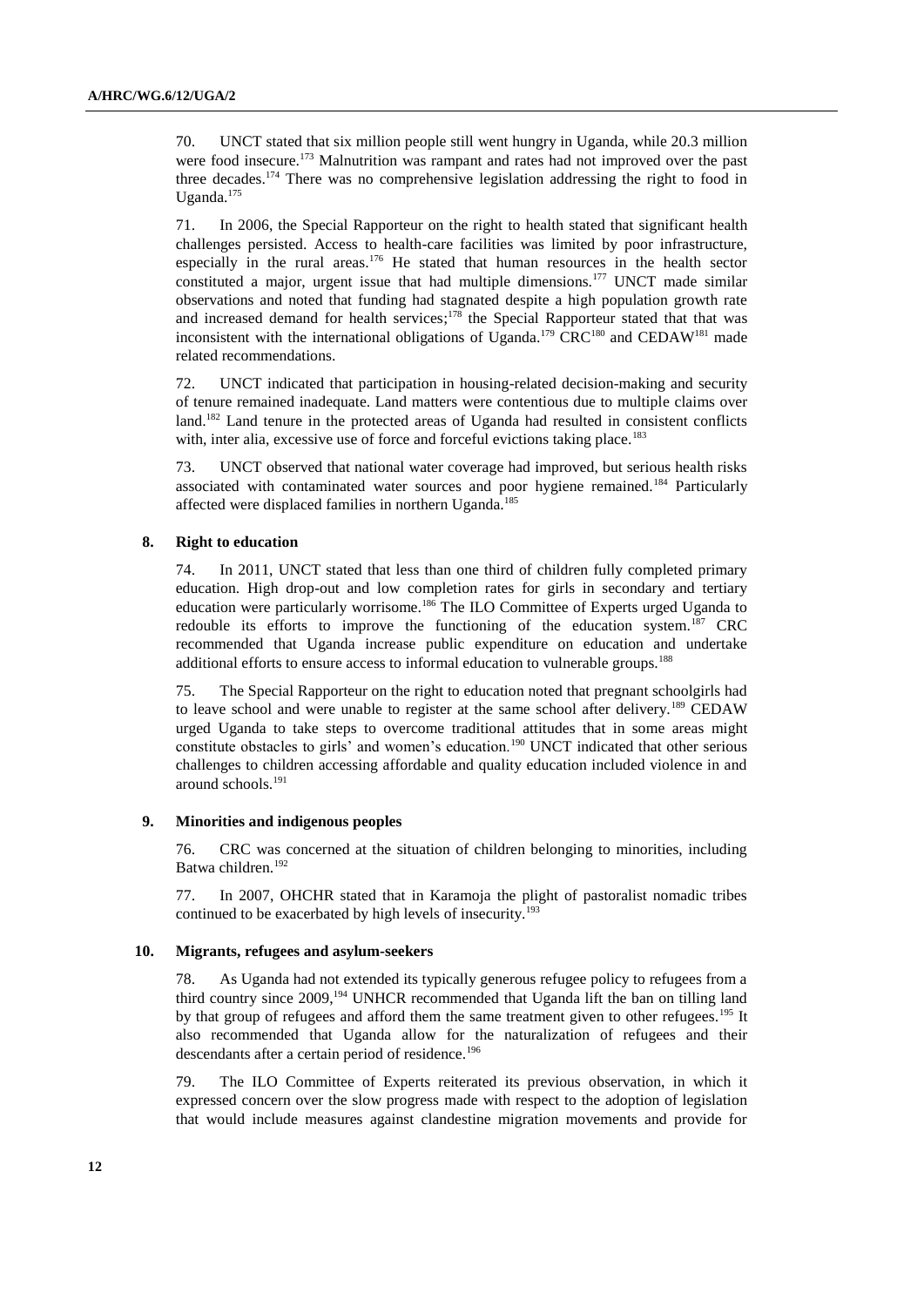70. UNCT stated that six million people still went hungry in Uganda, while 20.3 million were food insecure.[173] Malnutrition was rampant and rates had not improved over the past three decades.[174] There was no comprehensive legislation addressing the right to food in Uganda.[175]

71. In 2006, the Special Rapporteur on the right to health stated that significant health challenges persisted. Access to health-care facilities was limited by poor infrastructure, especially in the rural areas.[176] He stated that human resources in the health sector constituted a major, urgent issue that had multiple dimensions.[177] UNCT made similar observations and noted that funding had stagnated despite a high population growth rate and increased demand for health services;[178] the Special Rapporteur stated that that was inconsistent with the international obligations of Uganda.[179] CRC[180] and CEDAW[181] made related recommendations.

72. UNCT indicated that participation in housing-related decision-making and security of tenure remained inadequate. Land matters were contentious due to multiple claims over land.[182] Land tenure in the protected areas of Uganda had resulted in consistent conflicts with, inter alia, excessive use of force and forceful evictions taking place.[183]

73. UNCT observed that national water coverage had improved, but serious health risks associated with contaminated water sources and poor hygiene remained.[184] Particularly affected were displaced families in northern Uganda.[185]

### 8. Right to education

74. In 2011, UNCT stated that less than one third of children fully completed primary education. High drop-out and low completion rates for girls in secondary and tertiary education were particularly worrisome.[186] The ILO Committee of Experts urged Uganda to redouble its efforts to improve the functioning of the education system.[187] CRC recommended that Uganda increase public expenditure on education and undertake additional efforts to ensure access to informal education to vulnerable groups.[188]

75. The Special Rapporteur on the right to education noted that pregnant schoolgirls had to leave school and were unable to register at the same school after delivery.[189] CEDAW urged Uganda to take steps to overcome traditional attitudes that in some areas might constitute obstacles to girls' and women's education.[190] UNCT indicated that other serious challenges to children accessing affordable and quality education included violence in and around schools.[191]

### 9. Minorities and indigenous peoples

76. CRC was concerned at the situation of children belonging to minorities, including Batwa children.[192]

77. In 2007, OHCHR stated that in Karamoja the plight of pastoralist nomadic tribes continued to be exacerbated by high levels of insecurity.[193]

### 10. Migrants, refugees and asylum-seekers

78. As Uganda had not extended its typically generous refugee policy to refugees from a third country since 2009,[194] UNHCR recommended that Uganda lift the ban on tilling land by that group of refugees and afford them the same treatment given to other refugees.[195] It also recommended that Uganda allow for the naturalization of refugees and their descendants after a certain period of residence.[196]

79. The ILO Committee of Experts reiterated its previous observation, in which it expressed concern over the slow progress made with respect to the adoption of legislation that would include measures against clandestine migration movements and provide for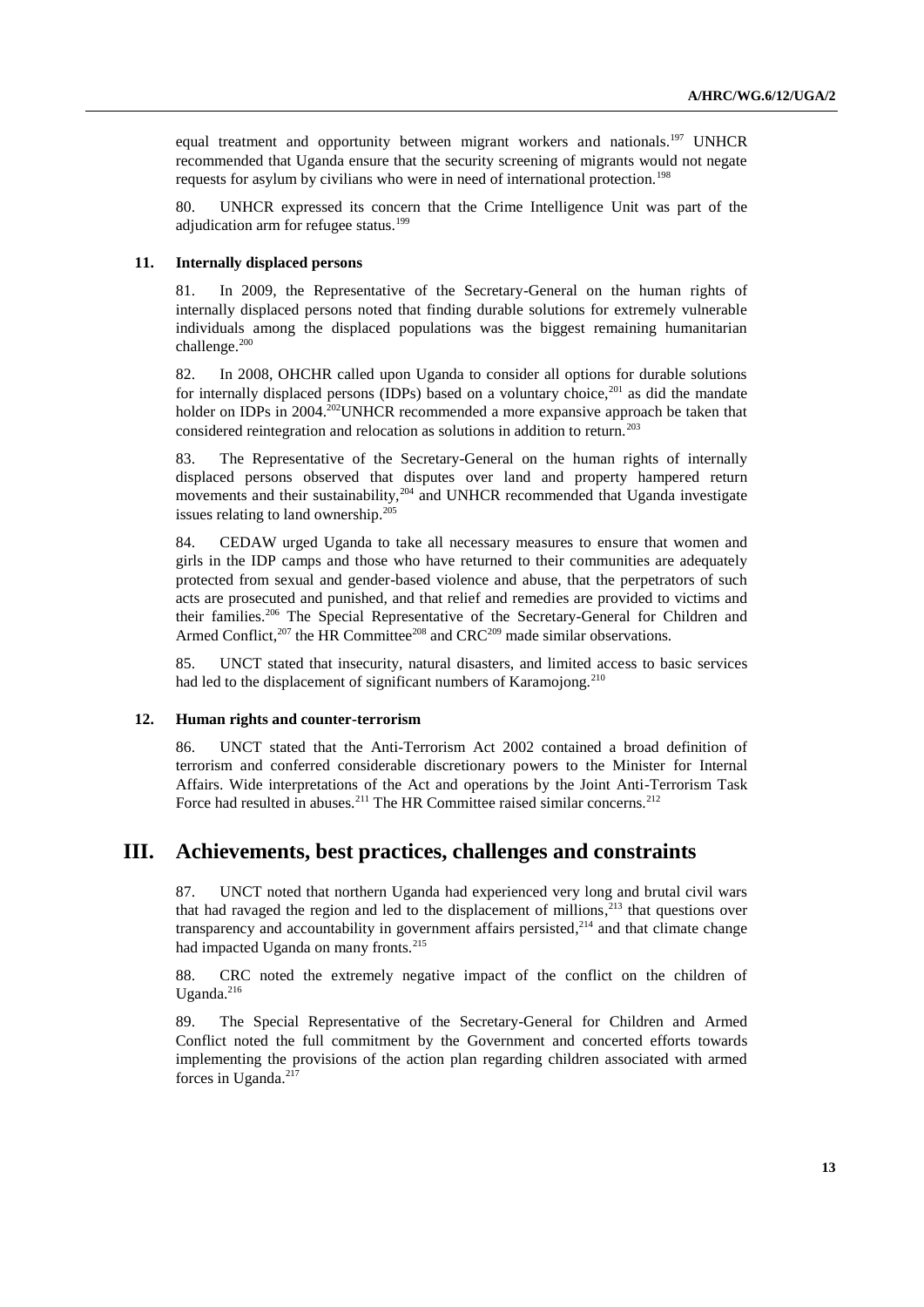equal treatment and opportunity between migrant workers and nationals.[197] UNHCR recommended that Uganda ensure that the security screening of migrants would not negate requests for asylum by civilians who were in need of international protection.[198]

80. UNHCR expressed its concern that the Crime Intelligence Unit was part of the adjudication arm for refugee status.[199]

### 11. Internally displaced persons

81. In 2009, the Representative of the Secretary-General on the human rights of internally displaced persons noted that finding durable solutions for extremely vulnerable individuals among the displaced populations was the biggest remaining humanitarian challenge.[200]

82. In 2008, OHCHR called upon Uganda to consider all options for durable solutions for internally displaced persons (IDPs) based on a voluntary choice,[201] as did the mandate holder on IDPs in 2004.[202]UNHCR recommended a more expansive approach be taken that considered reintegration and relocation as solutions in addition to return.[203]

83. The Representative of the Secretary-General on the human rights of internally displaced persons observed that disputes over land and property hampered return movements and their sustainability,[204] and UNHCR recommended that Uganda investigate issues relating to land ownership.[205]

84. CEDAW urged Uganda to take all necessary measures to ensure that women and girls in the IDP camps and those who have returned to their communities are adequately protected from sexual and gender-based violence and abuse, that the perpetrators of such acts are prosecuted and punished, and that relief and remedies are provided to victims and their families.[206] The Special Representative of the Secretary-General for Children and Armed Conflict,[207] the HR Committee[208] and CRC[209] made similar observations.

85. UNCT stated that insecurity, natural disasters, and limited access to basic services had led to the displacement of significant numbers of Karamojong.[210]

### 12. Human rights and counter-terrorism

86. UNCT stated that the Anti-Terrorism Act 2002 contained a broad definition of terrorism and conferred considerable discretionary powers to the Minister for Internal Affairs. Wide interpretations of the Act and operations by the Joint Anti-Terrorism Task Force had resulted in abuses.[211] The HR Committee raised similar concerns.[212]

## III. Achievements, best practices, challenges and constraints

87. UNCT noted that northern Uganda had experienced very long and brutal civil wars that had ravaged the region and led to the displacement of millions,[213] that questions over transparency and accountability in government affairs persisted,[214] and that climate change had impacted Uganda on many fronts.[215]

88. CRC noted the extremely negative impact of the conflict on the children of Uganda.[216]

89. The Special Representative of the Secretary-General for Children and Armed Conflict noted the full commitment by the Government and concerted efforts towards implementing the provisions of the action plan regarding children associated with armed forces in Uganda.[217]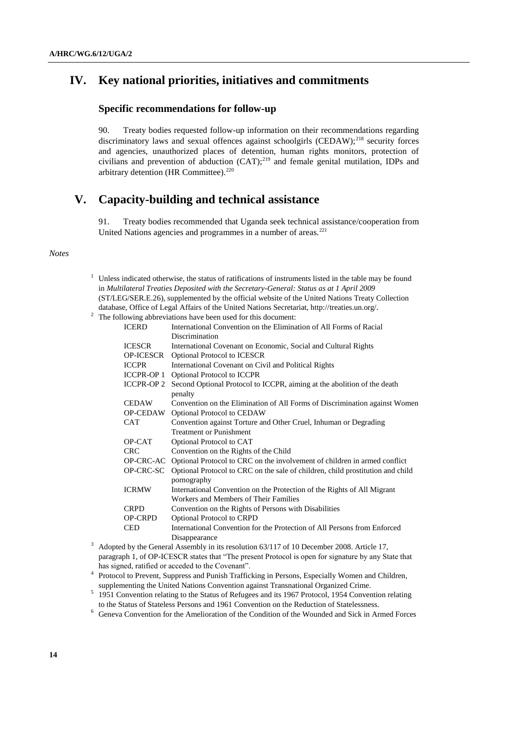# IV. Key national priorities, initiatives and commitments

## Specific recommendations for follow-up

90. Treaty bodies requested follow-up information on their recommendations regarding discriminatory laws and sexual offences against schoolgirls (CEDAW);[218] security forces and agencies, unauthorized places of detention, human rights monitors, protection of civilians and prevention of abduction (CAT);[219] and female genital mutilation, IDPs and arbitrary detention (HR Committee).[220]

# V. Capacity-building and technical assistance

91. Treaty bodies recommended that Uganda seek technical assistance/cooperation from United Nations agencies and programmes in a number of areas.[221]

*Notes*

[1] Unless indicated otherwise, the status of ratifications of instruments listed in the table may be found in *Multilateral Treaties Deposited with the Secretary-General: Status as at 1 April 2009* (ST/LEG/SER.E.26), supplemented by the official website of the United Nations Treaty Collection database, Office of Legal Affairs of the United Nations Secretariat, http://treaties.un.org/.

[2] The following abbreviations have been used for this document:

| | |
|---|---|
| ICERD | International Convention on the Elimination of All Forms of Racial Discrimination |
| ICESCR | International Covenant on Economic, Social and Cultural Rights |
| OP-ICESCR | Optional Protocol to ICESCR |
| ICCPR | International Covenant on Civil and Political Rights |
| ICCPR-OP 1 | Optional Protocol to ICCPR |
| ICCPR-OP 2 | Second Optional Protocol to ICCPR, aiming at the abolition of the death penalty |
| CEDAW | Convention on the Elimination of All Forms of Discrimination against Women |
| OP-CEDAW | Optional Protocol to CEDAW |
| CAT | Convention against Torture and Other Cruel, Inhuman or Degrading Treatment or Punishment |
| OP-CAT | Optional Protocol to CAT |
| CRC | Convention on the Rights of the Child |
| OP-CRC-AC | Optional Protocol to CRC on the involvement of children in armed conflict |
| OP-CRC-SC | Optional Protocol to CRC on the sale of children, child prostitution and child pornography |
| ICRMW | International Convention on the Protection of the Rights of All Migrant Workers and Members of Their Families |
| CRPD | Convention on the Rights of Persons with Disabilities |
| OP-CRPD | Optional Protocol to CRPD |
| CED | International Convention for the Protection of All Persons from Enforced Disappearance |

[3] Adopted by the General Assembly in its resolution 63/117 of 10 December 2008. Article 17, paragraph 1, of OP-ICESCR states that "The present Protocol is open for signature by any State that has signed, ratified or acceded to the Covenant".

[4] Protocol to Prevent, Suppress and Punish Trafficking in Persons, Especially Women and Children, supplementing the United Nations Convention against Transnational Organized Crime.

[5] 1951 Convention relating to the Status of Refugees and its 1967 Protocol, 1954 Convention relating to the Status of Stateless Persons and 1961 Convention on the Reduction of Statelessness.

[6] Geneva Convention for the Amelioration of the Condition of the Wounded and Sick in Armed Forces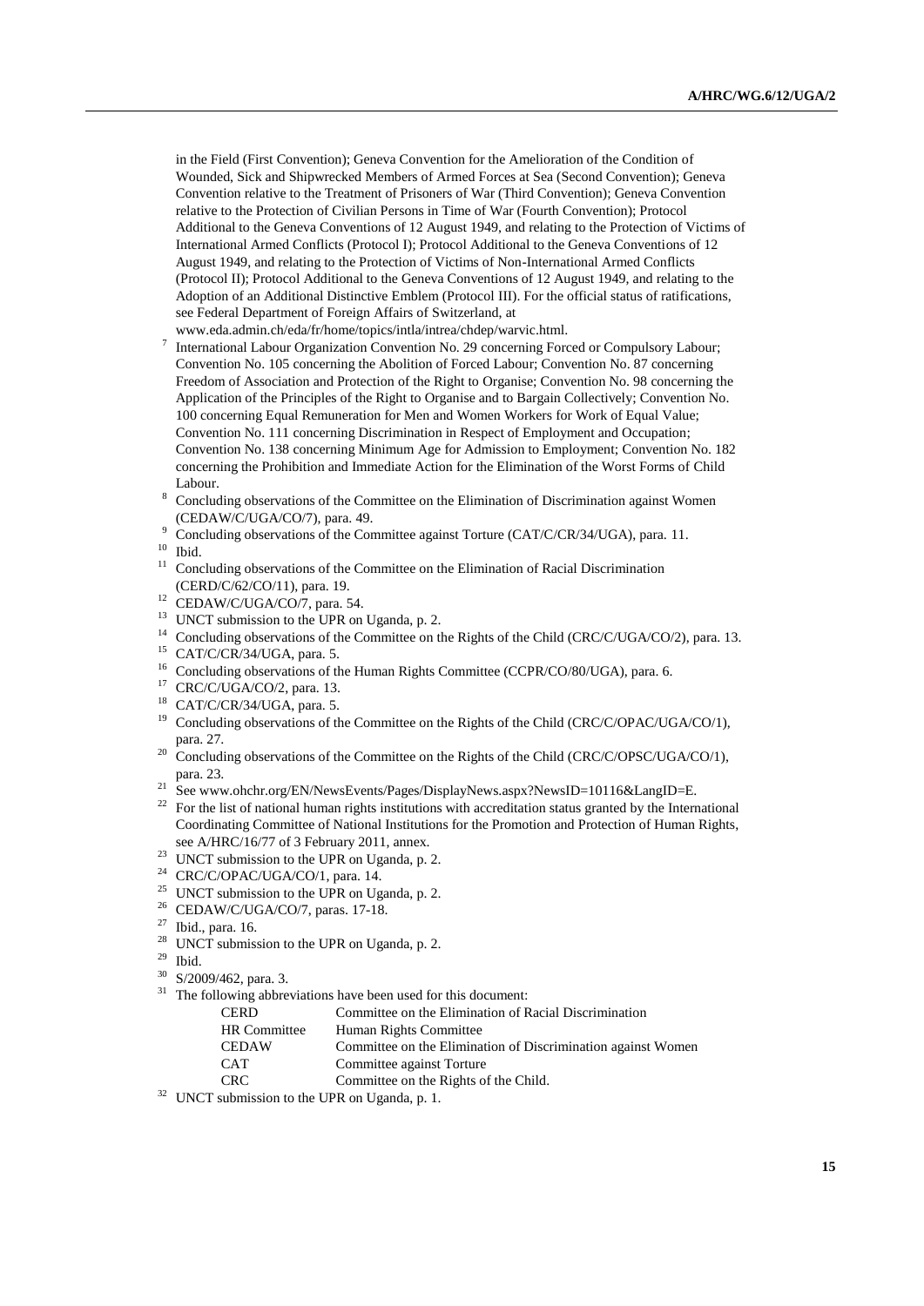in the Field (First Convention); Geneva Convention for the Amelioration of the Condition of Wounded, Sick and Shipwrecked Members of Armed Forces at Sea (Second Convention); Geneva Convention relative to the Treatment of Prisoners of War (Third Convention); Geneva Convention relative to the Protection of Civilian Persons in Time of War (Fourth Convention); Protocol Additional to the Geneva Conventions of 12 August 1949, and relating to the Protection of Victims of International Armed Conflicts (Protocol I); Protocol Additional to the Geneva Conventions of 12 August 1949, and relating to the Protection of Victims of Non-International Armed Conflicts (Protocol II); Protocol Additional to the Geneva Conventions of 12 August 1949, and relating to the Adoption of an Additional Distinctive Emblem (Protocol III). For the official status of ratifications, see Federal Department of Foreign Affairs of Switzerland, at www.eda.admin.ch/eda/fr/home/topics/intla/intrea/chdep/warvic.html.

[7] International Labour Organization Convention No. 29 concerning Forced or Compulsory Labour; Convention No. 105 concerning the Abolition of Forced Labour; Convention No. 87 concerning Freedom of Association and Protection of the Right to Organise; Convention No. 98 concerning the Application of the Principles of the Right to Organise and to Bargain Collectively; Convention No. 100 concerning Equal Remuneration for Men and Women Workers for Work of Equal Value; Convention No. 111 concerning Discrimination in Respect of Employment and Occupation; Convention No. 138 concerning Minimum Age for Admission to Employment; Convention No. 182 concerning the Prohibition and Immediate Action for the Elimination of the Worst Forms of Child Labour.

[8] Concluding observations of the Committee on the Elimination of Discrimination against Women (CEDAW/C/UGA/CO/7), para. 49.

[9] Concluding observations of the Committee against Torture (CAT/C/CR/34/UGA), para. 11.

[10] Ibid.

[11] Concluding observations of the Committee on the Elimination of Racial Discrimination (CERD/C/62/CO/11), para. 19.

[12] CEDAW/C/UGA/CO/7, para. 54.

[13] UNCT submission to the UPR on Uganda, p. 2.

[14] Concluding observations of the Committee on the Rights of the Child (CRC/C/UGA/CO/2), para. 13.

[15] CAT/C/CR/34/UGA, para. 5.

[16] Concluding observations of the Human Rights Committee (CCPR/CO/80/UGA), para. 6.

[17] CRC/C/UGA/CO/2, para. 13.

[18] CAT/C/CR/34/UGA, para. 5.

[19] Concluding observations of the Committee on the Rights of the Child (CRC/C/OPAC/UGA/CO/1), para. 27.

[20] Concluding observations of the Committee on the Rights of the Child (CRC/C/OPSC/UGA/CO/1), para. 23.

[21] See www.ohchr.org/EN/NewsEvents/Pages/DisplayNews.aspx?NewsID=10116&LangID=E.

[22] For the list of national human rights institutions with accreditation status granted by the International Coordinating Committee of National Institutions for the Promotion and Protection of Human Rights, see A/HRC/16/77 of 3 February 2011, annex.

[23] UNCT submission to the UPR on Uganda, p. 2.

[24] CRC/C/OPAC/UGA/CO/1, para. 14.

[25] UNCT submission to the UPR on Uganda, p. 2.

[26] CEDAW/C/UGA/CO/7, paras. 17-18.

[27] Ibid., para. 16.

[28] UNCT submission to the UPR on Uganda, p. 2.

[29] Ibid.

[30] S/2009/462, para. 3.

[31] The following abbreviations have been used for this document:

| | |
|---|---|
| CERD | Committee on the Elimination of Racial Discrimination |
| HR Committee | Human Rights Committee |
| CEDAW | Committee on the Elimination of Discrimination against Women |
| CAT | Committee against Torture |
| CRC | Committee on the Rights of the Child. |

[32] UNCT submission to the UPR on Uganda, p. 1.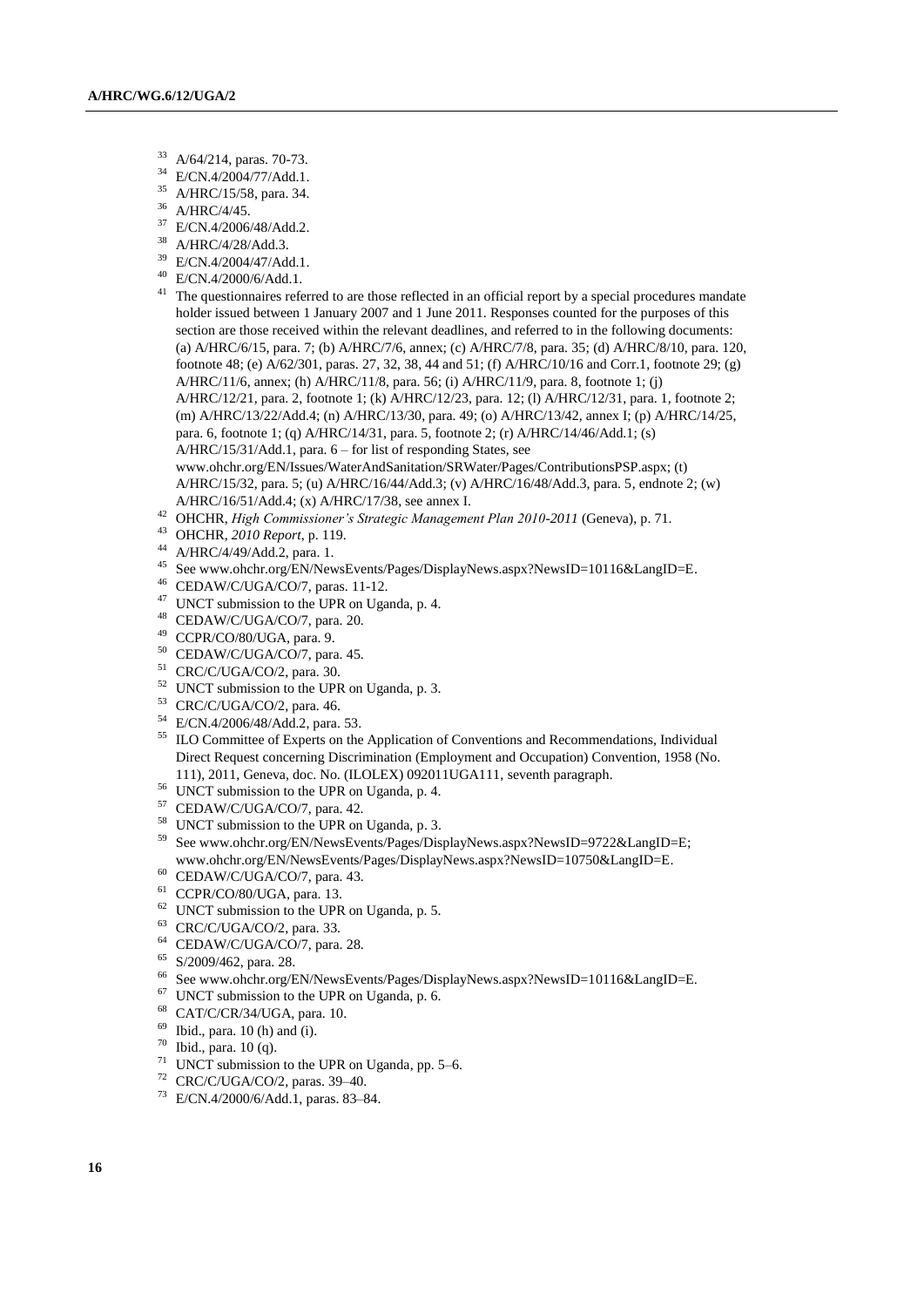[33] A/64/214, paras. 70-73.

[34] E/CN.4/2004/77/Add.1.

[35] A/HRC/15/58, para. 34.

[36] A/HRC/4/45.

[37] E/CN.4/2006/48/Add.2.

[38] A/HRC/4/28/Add.3.

[39] E/CN.4/2004/47/Add.1.

[40] E/CN.4/2000/6/Add.1.

[41] The questionnaires referred to are those reflected in an official report by a special procedures mandate holder issued between 1 January 2007 and 1 June 2011. Responses counted for the purposes of this section are those received within the relevant deadlines, and referred to in the following documents: (a) A/HRC/6/15, para. 7; (b) A/HRC/7/6, annex; (c) A/HRC/7/8, para. 35; (d) A/HRC/8/10, para. 120, footnote 48; (e) A/62/301, paras. 27, 32, 38, 44 and 51; (f) A/HRC/10/16 and Corr.1, footnote 29; (g) A/HRC/11/6, annex; (h) A/HRC/11/8, para. 56; (i) A/HRC/11/9, para. 8, footnote 1; (j) A/HRC/12/21, para. 2, footnote 1; (k) A/HRC/12/23, para. 12; (l) A/HRC/12/31, para. 1, footnote 2; (m) A/HRC/13/22/Add.4; (n) A/HRC/13/30, para. 49; (o) A/HRC/13/42, annex I; (p) A/HRC/14/25, para. 6, footnote 1; (q) A/HRC/14/31, para. 5, footnote 2; (r) A/HRC/14/46/Add.1; (s) A/HRC/15/31/Add.1, para. 6 – for list of responding States, see www.ohchr.org/EN/Issues/WaterAndSanitation/SRWater/Pages/ContributionsPSP.aspx; (t) A/HRC/15/32, para. 5; (u) A/HRC/16/44/Add.3; (v) A/HRC/16/48/Add.3, para. 5, endnote 2; (w) A/HRC/16/51/Add.4; (x) A/HRC/17/38, see annex I.

[42] OHCHR, *High Commissioner's Strategic Management Plan 2010-2011* (Geneva), p. 71.

[43] OHCHR, *2010 Report*, p. 119.

[44] A/HRC/4/49/Add.2, para. 1.

[45] See www.ohchr.org/EN/NewsEvents/Pages/DisplayNews.aspx?NewsID=10116&LangID=E.

[46] CEDAW/C/UGA/CO/7, paras. 11-12.

[47] UNCT submission to the UPR on Uganda, p. 4.

[48] CEDAW/C/UGA/CO/7, para. 20.

[49] CCPR/CO/80/UGA, para. 9.

[50] CEDAW/C/UGA/CO/7, para. 45.

[51] CRC/C/UGA/CO/2, para. 30.

[52] UNCT submission to the UPR on Uganda, p. 3.

[53] CRC/C/UGA/CO/2, para. 46.

[54] E/CN.4/2006/48/Add.2, para. 53.

[55] ILO Committee of Experts on the Application of Conventions and Recommendations, Individual Direct Request concerning Discrimination (Employment and Occupation) Convention, 1958 (No. 111), 2011, Geneva, doc. No. (ILOLEX) 092011UGA111, seventh paragraph.

[56] UNCT submission to the UPR on Uganda, p. 4.

[57] CEDAW/C/UGA/CO/7, para. 42.

[58] UNCT submission to the UPR on Uganda, p. 3.

[59] See www.ohchr.org/EN/NewsEvents/Pages/DisplayNews.aspx?NewsID=9722&LangID=E; www.ohchr.org/EN/NewsEvents/Pages/DisplayNews.aspx?NewsID=10750&LangID=E.

[60] CEDAW/C/UGA/CO/7, para. 43.

[61] CCPR/CO/80/UGA, para. 13.

[62] UNCT submission to the UPR on Uganda, p. 5.

[63] CRC/C/UGA/CO/2, para. 33.

[64] CEDAW/C/UGA/CO/7, para. 28.

[65] S/2009/462, para. 28.

[66] See www.ohchr.org/EN/NewsEvents/Pages/DisplayNews.aspx?NewsID=10116&LangID=E.

[67] UNCT submission to the UPR on Uganda, p. 6.

[68] CAT/C/CR/34/UGA, para. 10.

[69] Ibid., para. 10 (h) and (i).

[70] Ibid., para. 10 (q).

[71] UNCT submission to the UPR on Uganda, pp. 5–6.

[72] CRC/C/UGA/CO/2, paras. 39–40.

[73] E/CN.4/2000/6/Add.1, paras. 83–84.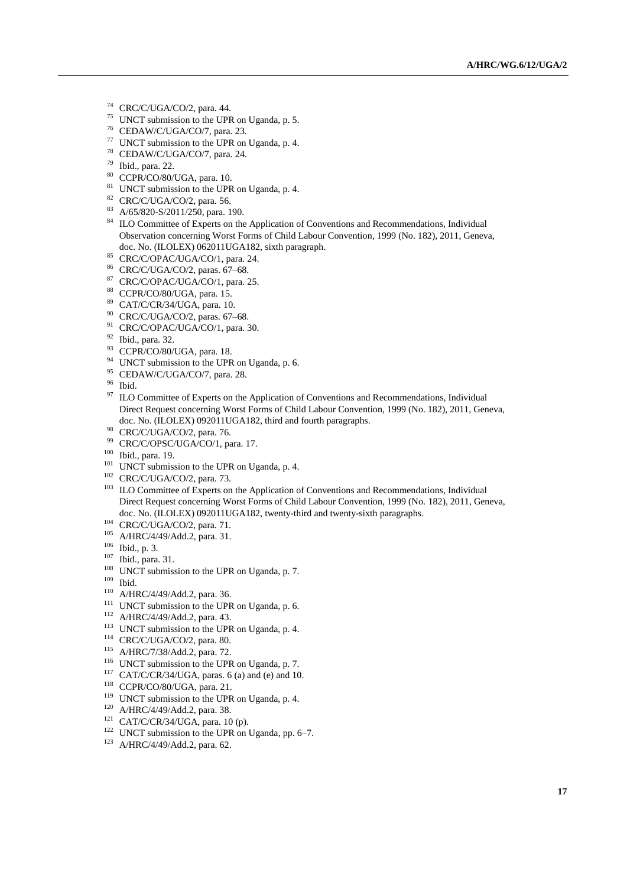[74] CRC/C/UGA/CO/2, para. 44.

[75] UNCT submission to the UPR on Uganda, p. 5.

[76] CEDAW/C/UGA/CO/7, para. 23.

[77] UNCT submission to the UPR on Uganda, p. 4.

[78] CEDAW/C/UGA/CO/7, para. 24.

[79] Ibid., para. 22.

[80] CCPR/CO/80/UGA, para. 10.

[81] UNCT submission to the UPR on Uganda, p. 4.

[82] CRC/C/UGA/CO/2, para. 56.

[83] A/65/820-S/2011/250, para. 190.

[84] ILO Committee of Experts on the Application of Conventions and Recommendations, Individual Observation concerning Worst Forms of Child Labour Convention, 1999 (No. 182), 2011, Geneva, doc. No. (ILOLEX) 062011UGA182, sixth paragraph.

[85] CRC/C/OPAC/UGA/CO/1, para. 24.

[86] CRC/C/UGA/CO/2, paras. 67–68.

[87] CRC/C/OPAC/UGA/CO/1, para. 25.

[88] CCPR/CO/80/UGA, para. 15.

[89] CAT/C/CR/34/UGA, para. 10.

[90] CRC/C/UGA/CO/2, paras. 67–68.

[91] CRC/C/OPAC/UGA/CO/1, para. 30.

[92] Ibid., para. 32.

[93] CCPR/CO/80/UGA, para. 18.

[94] UNCT submission to the UPR on Uganda, p. 6.

[95] CEDAW/C/UGA/CO/7, para. 28.

[96] Ibid.

[97] ILO Committee of Experts on the Application of Conventions and Recommendations, Individual Direct Request concerning Worst Forms of Child Labour Convention, 1999 (No. 182), 2011, Geneva, doc. No. (ILOLEX) 092011UGA182, third and fourth paragraphs.

[98] CRC/C/UGA/CO/2, para. 76.

[99] CRC/C/OPSC/UGA/CO/1, para. 17.

[100] Ibid., para. 19.

[101] UNCT submission to the UPR on Uganda, p. 4.

[102] CRC/C/UGA/CO/2, para. 73.

[103] ILO Committee of Experts on the Application of Conventions and Recommendations, Individual Direct Request concerning Worst Forms of Child Labour Convention, 1999 (No. 182), 2011, Geneva, doc. No. (ILOLEX) 092011UGA182, twenty-third and twenty-sixth paragraphs.

[104] CRC/C/UGA/CO/2, para. 71.

[105] A/HRC/4/49/Add.2, para. 31.

[106] Ibid., p. 3.

[107] Ibid., para. 31.

[108] UNCT submission to the UPR on Uganda, p. 7.

[109] Ibid.

[110] A/HRC/4/49/Add.2, para. 36.

[111] UNCT submission to the UPR on Uganda, p. 6.

[112] A/HRC/4/49/Add.2, para. 43.

[113] UNCT submission to the UPR on Uganda, p. 4.

[114] CRC/C/UGA/CO/2, para. 80.

[115] A/HRC/7/38/Add.2, para. 72.

[116] UNCT submission to the UPR on Uganda, p. 7.

[117] CAT/C/CR/34/UGA, paras. 6 (a) and (e) and 10.

[118] CCPR/CO/80/UGA, para. 21.

[119] UNCT submission to the UPR on Uganda, p. 4.

[120] A/HRC/4/49/Add.2, para. 38.

[121] CAT/C/CR/34/UGA, para. 10 (p).

[122] UNCT submission to the UPR on Uganda, pp. 6–7.

[123] A/HRC/4/49/Add.2, para. 62.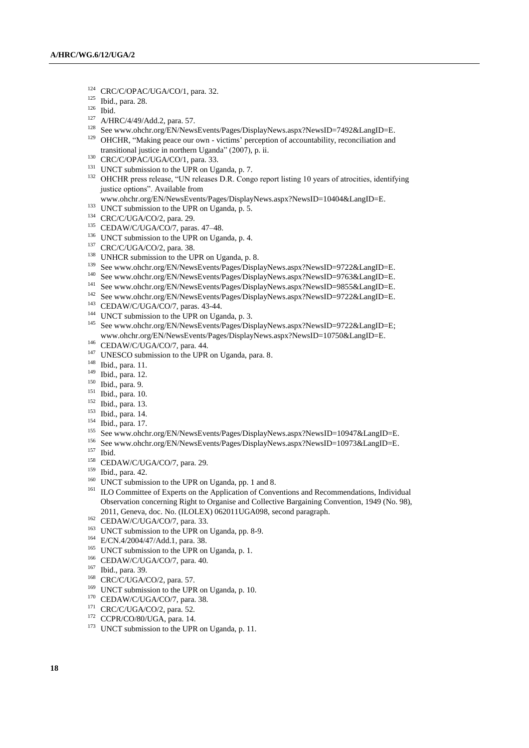[124] CRC/C/OPAC/UGA/CO/1, para. 32.

[125] Ibid., para. 28.

[126] Ibid.

[127] A/HRC/4/49/Add.2, para. 57.

[128] See www.ohchr.org/EN/NewsEvents/Pages/DisplayNews.aspx?NewsID=7492&LangID=E.

[129] OHCHR, "Making peace our own - victims' perception of accountability, reconciliation and transitional justice in northern Uganda" (2007), p. ii.

[130] CRC/C/OPAC/UGA/CO/1, para. 33.

[131] UNCT submission to the UPR on Uganda, p. 7.

[132] OHCHR press release, "UN releases D.R. Congo report listing 10 years of atrocities, identifying justice options". Available from www.ohchr.org/EN/NewsEvents/Pages/DisplayNews.aspx?NewsID=10404&LangID=E.

[133] UNCT submission to the UPR on Uganda, p. 5.

[134] CRC/C/UGA/CO/2, para. 29.

[135] CEDAW/C/UGA/CO/7, paras. 47–48.

[136] UNCT submission to the UPR on Uganda, p. 4.

[137] CRC/C/UGA/CO/2, para. 38.

[138] UNHCR submission to the UPR on Uganda, p. 8.

[139] See www.ohchr.org/EN/NewsEvents/Pages/DisplayNews.aspx?NewsID=9722&LangID=E.

[140] See www.ohchr.org/EN/NewsEvents/Pages/DisplayNews.aspx?NewsID=9763&LangID=E.

[141] See www.ohchr.org/EN/NewsEvents/Pages/DisplayNews.aspx?NewsID=9855&LangID=E.

[142] See www.ohchr.org/EN/NewsEvents/Pages/DisplayNews.aspx?NewsID=9722&LangID=E.

[143] CEDAW/C/UGA/CO/7, paras. 43-44.

[144] UNCT submission to the UPR on Uganda, p. 3.

[145] See www.ohchr.org/EN/NewsEvents/Pages/DisplayNews.aspx?NewsID=9722&LangID=E; www.ohchr.org/EN/NewsEvents/Pages/DisplayNews.aspx?NewsID=10750&LangID=E.

[146] CEDAW/C/UGA/CO/7, para. 44.

[147] UNESCO submission to the UPR on Uganda, para. 8.

[148] Ibid., para. 11.

[149] Ibid., para. 12.

[150] Ibid., para. 9.

[151] Ibid., para. 10.

[152] Ibid., para. 13.

[153] Ibid., para. 14.

[154] Ibid., para. 17.

[155] See www.ohchr.org/EN/NewsEvents/Pages/DisplayNews.aspx?NewsID=10947&LangID=E.

[156] See www.ohchr.org/EN/NewsEvents/Pages/DisplayNews.aspx?NewsID=10973&LangID=E.

[157] Ibid.

[158] CEDAW/C/UGA/CO/7, para. 29.

[159] Ibid., para. 42.

[160] UNCT submission to the UPR on Uganda, pp. 1 and 8.

[161] ILO Committee of Experts on the Application of Conventions and Recommendations, Individual Observation concerning Right to Organise and Collective Bargaining Convention, 1949 (No. 98), 2011, Geneva, doc. No. (ILOLEX) 062011UGA098, second paragraph.

[162] CEDAW/C/UGA/CO/7, para. 33.

[163] UNCT submission to the UPR on Uganda, pp. 8-9.

[164] E/CN.4/2004/47/Add.1, para. 38.

[165] UNCT submission to the UPR on Uganda, p. 1.

[166] CEDAW/C/UGA/CO/7, para. 40.

[167] Ibid., para. 39.

[168] CRC/C/UGA/CO/2, para. 57.

[169] UNCT submission to the UPR on Uganda, p. 10.

[170] CEDAW/C/UGA/CO/7, para. 38.

[171] CRC/C/UGA/CO/2, para. 52.

[172] CCPR/CO/80/UGA, para. 14.

[173] UNCT submission to the UPR on Uganda, p. 11.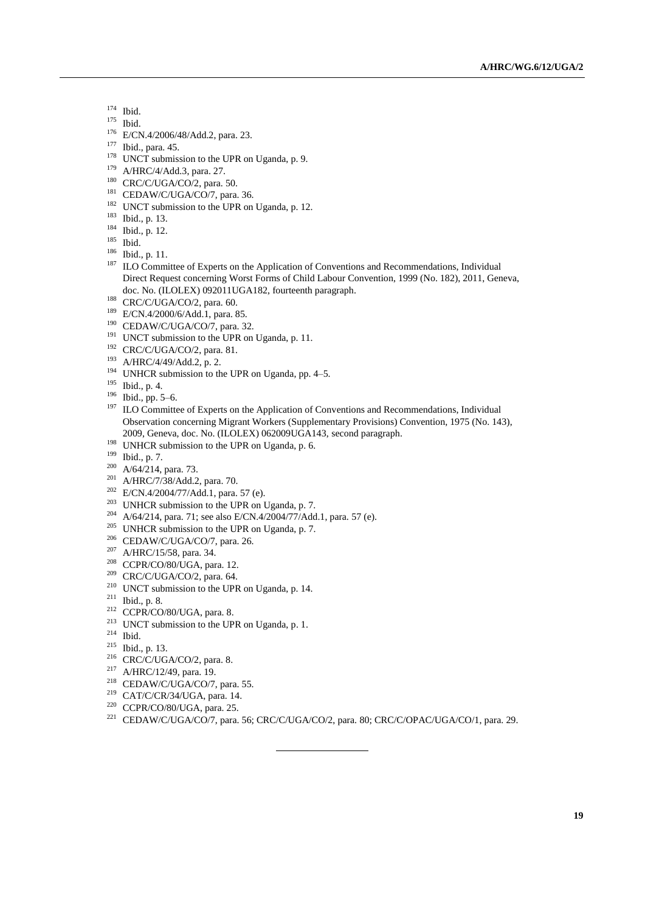[174] Ibid.

[175] Ibid.

[176] E/CN.4/2006/48/Add.2, para. 23.

[177] Ibid., para. 45.

[178] UNCT submission to the UPR on Uganda, p. 9.

[179] A/HRC/4/Add.3, para. 27.

[180] CRC/C/UGA/CO/2, para. 50.

[181] CEDAW/C/UGA/CO/7, para. 36.

[182] UNCT submission to the UPR on Uganda, p. 12.

[183] Ibid., p. 13.

[184] Ibid., p. 12.

[185] Ibid.

[186] Ibid., p. 11.

[187] ILO Committee of Experts on the Application of Conventions and Recommendations, Individual Direct Request concerning Worst Forms of Child Labour Convention, 1999 (No. 182), 2011, Geneva, doc. No. (ILOLEX) 092011UGA182, fourteenth paragraph.

[188] CRC/C/UGA/CO/2, para. 60.

[189] E/CN.4/2000/6/Add.1, para. 85.

[190] CEDAW/C/UGA/CO/7, para. 32.

[191] UNCT submission to the UPR on Uganda, p. 11.

[192] CRC/C/UGA/CO/2, para. 81.

[193] A/HRC/4/49/Add.2, p. 2.

[194] UNHCR submission to the UPR on Uganda, pp. 4–5.

[195] Ibid., p. 4.

[196] Ibid., pp. 5–6.

[197] ILO Committee of Experts on the Application of Conventions and Recommendations, Individual Observation concerning Migrant Workers (Supplementary Provisions) Convention, 1975 (No. 143), 2009, Geneva, doc. No. (ILOLEX) 062009UGA143, second paragraph.

[198] UNHCR submission to the UPR on Uganda, p. 6.

[199] Ibid., p. 7.

[200] A/64/214, para. 73.

[201] A/HRC/7/38/Add.2, para. 70.

[202] E/CN.4/2004/77/Add.1, para. 57 (e).

[203] UNHCR submission to the UPR on Uganda, p. 7.

[204] A/64/214, para. 71; see also E/CN.4/2004/77/Add.1, para. 57 (e).

[205] UNHCR submission to the UPR on Uganda, p. 7.

[206] CEDAW/C/UGA/CO/7, para. 26.

[207] A/HRC/15/58, para. 34.

[208] CCPR/CO/80/UGA, para. 12.

[209] CRC/C/UGA/CO/2, para. 64.

[210] UNCT submission to the UPR on Uganda, p. 14.

[211] Ibid., p. 8.

[212] CCPR/CO/80/UGA, para. 8.

[213] UNCT submission to the UPR on Uganda, p. 1.

[214] Ibid.

[215] Ibid., p. 13.

[216] CRC/C/UGA/CO/2, para. 8.

[217] A/HRC/12/49, para. 19.

[218] CEDAW/C/UGA/CO/7, para. 55.

[219] CAT/C/CR/34/UGA, para. 14.

[220] CCPR/CO/80/UGA, para. 25.

[221] CEDAW/C/UGA/CO/7, para. 56; CRC/C/UGA/CO/2, para. 80; CRC/C/OPAC/UGA/CO/1, para. 29.